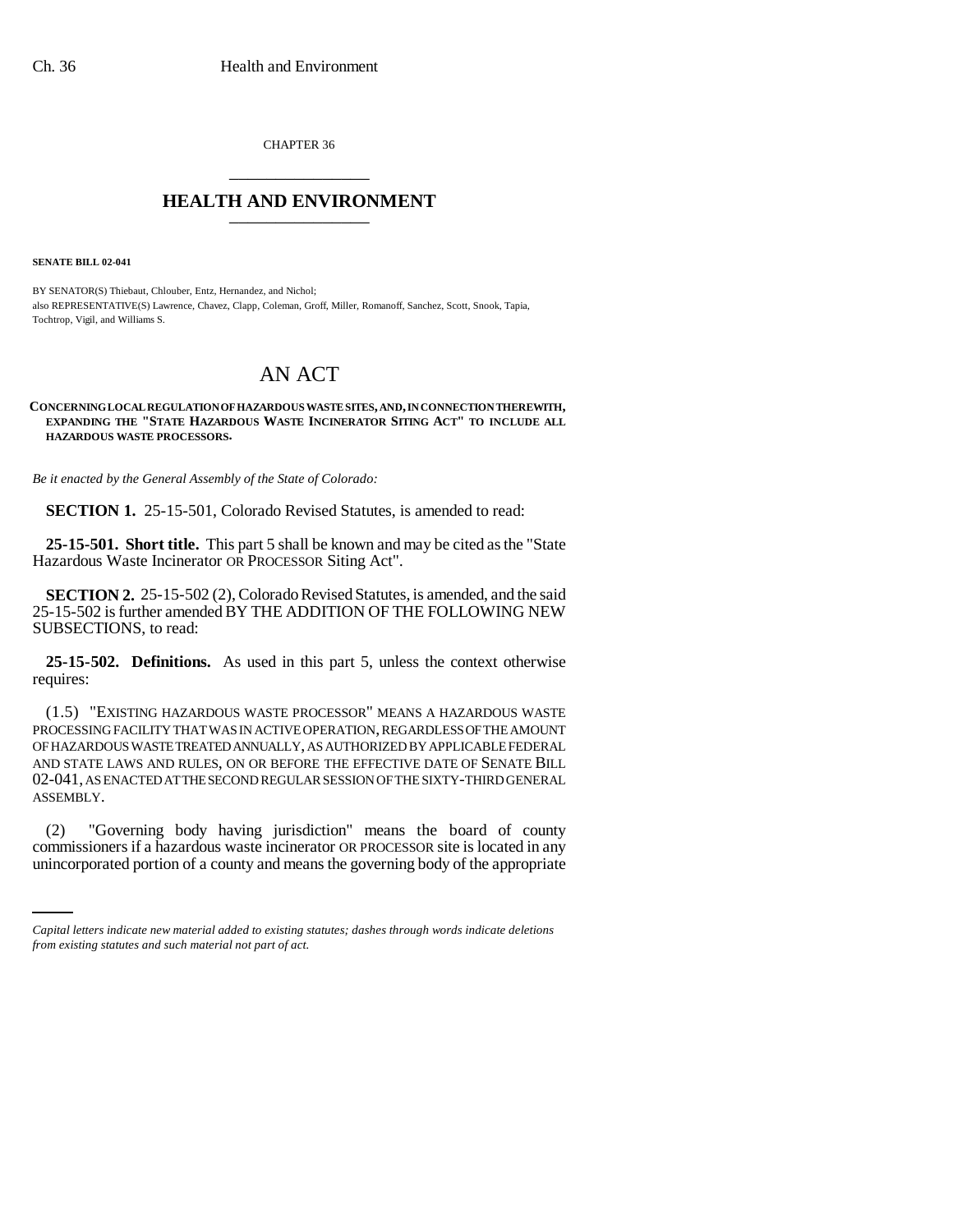CHAPTER 36

## HEALTH AND ENVIRONMENT

**SENATE BILL 02-041**

BY SENATOR(S) Thiebaut, Chlouber, Entz, Hernandez, and Nichol;
also REPRESENTATIVE(S) Lawrence, Chavez, Clapp, Coleman, Groff, Miller, Romanoff, Sanchez, Scott, Snook, Tapia, Tochtrop, Vigil, and Williams S.

# AN ACT

**CONCERNING LOCAL REGULATION OF HAZARDOUS WASTE SITES, AND, IN CONNECTION THEREWITH, EXPANDING THE "STATE HAZARDOUS WASTE INCINERATOR SITING ACT" TO INCLUDE ALL HAZARDOUS WASTE PROCESSORS.**

*Be it enacted by the General Assembly of the State of Colorado:*

**SECTION 1.** 25-15-501, Colorado Revised Statutes, is amended to read:

**25-15-501. Short title.** This part 5 shall be known and may be cited as the "State Hazardous Waste Incinerator OR PROCESSOR Siting Act".

**SECTION 2.** 25-15-502 (2), Colorado Revised Statutes, is amended, and the said 25-15-502 is further amended BY THE ADDITION OF THE FOLLOWING NEW SUBSECTIONS, to read:

**25-15-502. Definitions.** As used in this part 5, unless the context otherwise requires:

(1.5) "EXISTING HAZARDOUS WASTE PROCESSOR" MEANS A HAZARDOUS WASTE PROCESSING FACILITY THAT WAS IN ACTIVE OPERATION, REGARDLESS OF THE AMOUNT OF HAZARDOUS WASTE TREATED ANNUALLY, AS AUTHORIZED BY APPLICABLE FEDERAL AND STATE LAWS AND RULES, ON OR BEFORE THE EFFECTIVE DATE OF SENATE BILL 02-041, AS ENACTED AT THE SECOND REGULAR SESSION OF THE SIXTY-THIRD GENERAL ASSEMBLY.

(2) "Governing body having jurisdiction" means the board of county commissioners if a hazardous waste incinerator OR PROCESSOR site is located in any unincorporated portion of a county and means the governing body of the appropriate

*Capital letters indicate new material added to existing statutes; dashes through words indicate deletions from existing statutes and such material not part of act.*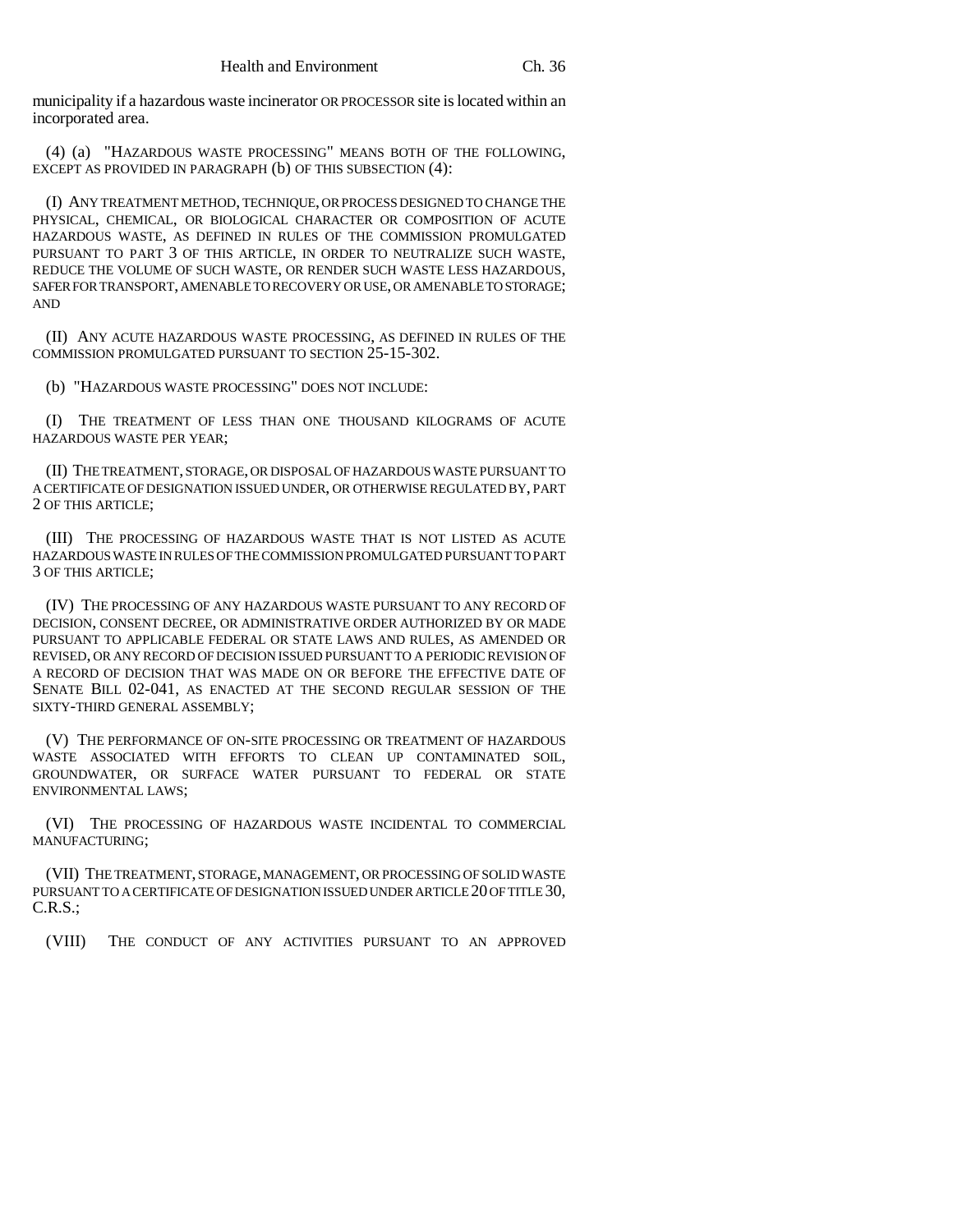municipality if a hazardous waste incinerator OR PROCESSOR site is located within an incorporated area.

(4) (a) "HAZARDOUS WASTE PROCESSING" MEANS BOTH OF THE FOLLOWING, EXCEPT AS PROVIDED IN PARAGRAPH (b) OF THIS SUBSECTION (4):

(I) ANY TREATMENT METHOD, TECHNIQUE, OR PROCESS DESIGNED TO CHANGE THE PHYSICAL, CHEMICAL, OR BIOLOGICAL CHARACTER OR COMPOSITION OF ACUTE HAZARDOUS WASTE, AS DEFINED IN RULES OF THE COMMISSION PROMULGATED PURSUANT TO PART 3 OF THIS ARTICLE, IN ORDER TO NEUTRALIZE SUCH WASTE, REDUCE THE VOLUME OF SUCH WASTE, OR RENDER SUCH WASTE LESS HAZARDOUS, SAFER FOR TRANSPORT, AMENABLE TO RECOVERY OR USE, OR AMENABLE TO STORAGE; AND

(II) ANY ACUTE HAZARDOUS WASTE PROCESSING, AS DEFINED IN RULES OF THE COMMISSION PROMULGATED PURSUANT TO SECTION 25-15-302.

(b) "HAZARDOUS WASTE PROCESSING" DOES NOT INCLUDE:

(I) THE TREATMENT OF LESS THAN ONE THOUSAND KILOGRAMS OF ACUTE HAZARDOUS WASTE PER YEAR;

(II) THE TREATMENT, STORAGE, OR DISPOSAL OF HAZARDOUS WASTE PURSUANT TO A CERTIFICATE OF DESIGNATION ISSUED UNDER, OR OTHERWISE REGULATED BY, PART 2 OF THIS ARTICLE;

(III) THE PROCESSING OF HAZARDOUS WASTE THAT IS NOT LISTED AS ACUTE HAZARDOUS WASTE IN RULES OF THE COMMISSION PROMULGATED PURSUANT TO PART 3 OF THIS ARTICLE;

(IV) THE PROCESSING OF ANY HAZARDOUS WASTE PURSUANT TO ANY RECORD OF DECISION, CONSENT DECREE, OR ADMINISTRATIVE ORDER AUTHORIZED BY OR MADE PURSUANT TO APPLICABLE FEDERAL OR STATE LAWS AND RULES, AS AMENDED OR REVISED, OR ANY RECORD OF DECISION ISSUED PURSUANT TO A PERIODIC REVISION OF A RECORD OF DECISION THAT WAS MADE ON OR BEFORE THE EFFECTIVE DATE OF SENATE BILL 02-041, AS ENACTED AT THE SECOND REGULAR SESSION OF THE SIXTY-THIRD GENERAL ASSEMBLY;

(V) THE PERFORMANCE OF ON-SITE PROCESSING OR TREATMENT OF HAZARDOUS WASTE ASSOCIATED WITH EFFORTS TO CLEAN UP CONTAMINATED SOIL, GROUNDWATER, OR SURFACE WATER PURSUANT TO FEDERAL OR STATE ENVIRONMENTAL LAWS;

(VI) THE PROCESSING OF HAZARDOUS WASTE INCIDENTAL TO COMMERCIAL MANUFACTURING;

(VII) THE TREATMENT, STORAGE, MANAGEMENT, OR PROCESSING OF SOLID WASTE PURSUANT TO A CERTIFICATE OF DESIGNATION ISSUED UNDER ARTICLE 20 OF TITLE 30, C.R.S.;

(VIII) THE CONDUCT OF ANY ACTIVITIES PURSUANT TO AN APPROVED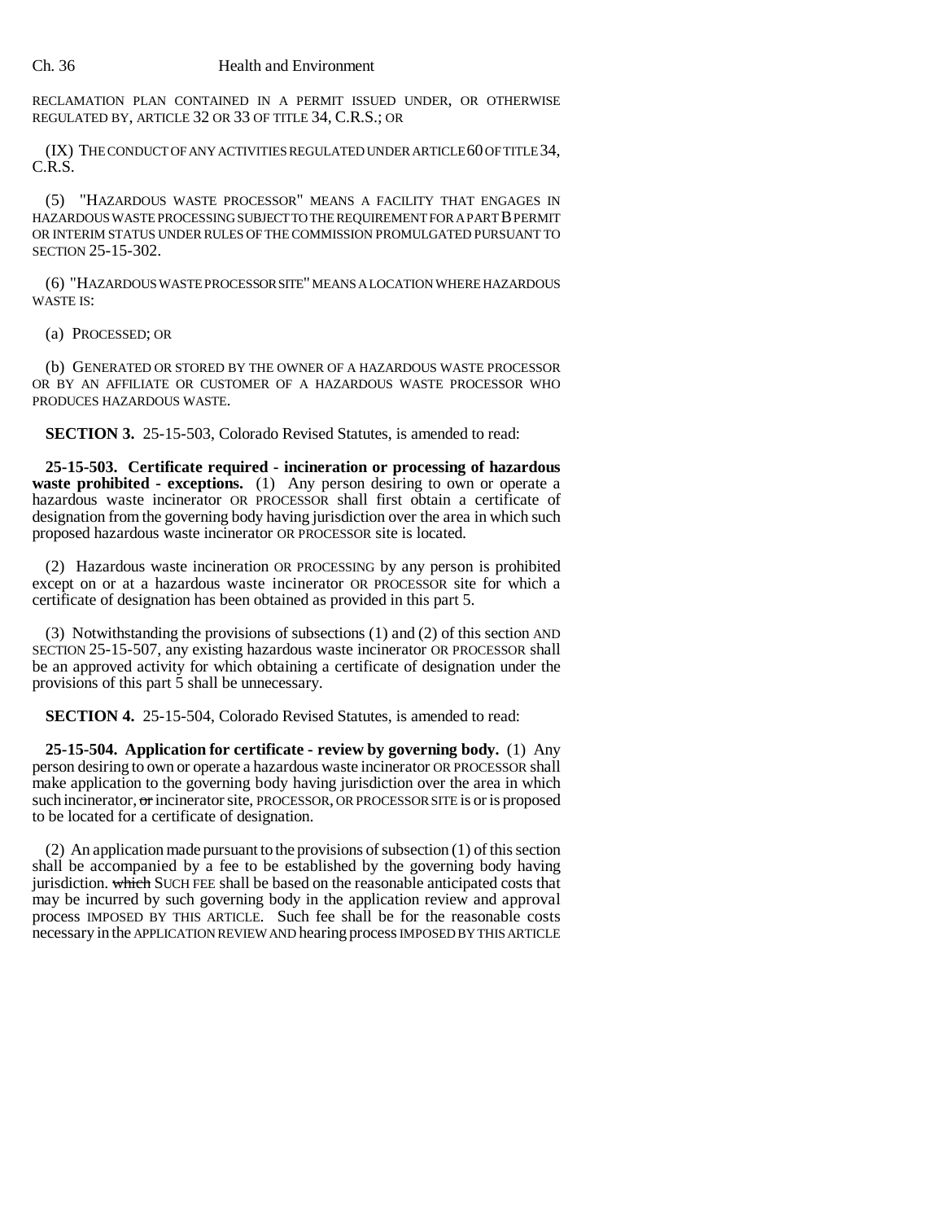RECLAMATION PLAN CONTAINED IN A PERMIT ISSUED UNDER, OR OTHERWISE REGULATED BY, ARTICLE 32 OR 33 OF TITLE 34, C.R.S.; OR

(IX) THE CONDUCT OF ANY ACTIVITIES REGULATED UNDER ARTICLE 60 OF TITLE 34, C.R.S.

(5) "HAZARDOUS WASTE PROCESSOR" MEANS A FACILITY THAT ENGAGES IN HAZARDOUS WASTE PROCESSING SUBJECT TO THE REQUIREMENT FOR A PART B PERMIT OR INTERIM STATUS UNDER RULES OF THE COMMISSION PROMULGATED PURSUANT TO SECTION 25-15-302.

(6) "HAZARDOUS WASTE PROCESSOR SITE" MEANS A LOCATION WHERE HAZARDOUS WASTE IS:

(a) PROCESSED; OR

(b) GENERATED OR STORED BY THE OWNER OF A HAZARDOUS WASTE PROCESSOR OR BY AN AFFILIATE OR CUSTOMER OF A HAZARDOUS WASTE PROCESSOR WHO PRODUCES HAZARDOUS WASTE.

**SECTION 3.** 25-15-503, Colorado Revised Statutes, is amended to read:

**25-15-503. Certificate required - incineration or processing of hazardous waste prohibited - exceptions.** (1) Any person desiring to own or operate a hazardous waste incinerator OR PROCESSOR shall first obtain a certificate of designation from the governing body having jurisdiction over the area in which such proposed hazardous waste incinerator OR PROCESSOR site is located.

(2) Hazardous waste incineration OR PROCESSING by any person is prohibited except on or at a hazardous waste incinerator OR PROCESSOR site for which a certificate of designation has been obtained as provided in this part 5.

(3) Notwithstanding the provisions of subsections (1) and (2) of this section AND SECTION 25-15-507, any existing hazardous waste incinerator OR PROCESSOR shall be an approved activity for which obtaining a certificate of designation under the provisions of this part 5 shall be unnecessary.

**SECTION 4.** 25-15-504, Colorado Revised Statutes, is amended to read:

**25-15-504. Application for certificate - review by governing body.** (1) Any person desiring to own or operate a hazardous waste incinerator OR PROCESSOR shall make application to the governing body having jurisdiction over the area in which such incinerator, ~~or~~ incinerator site, PROCESSOR, OR PROCESSOR SITE is or is proposed to be located for a certificate of designation.

(2) An application made pursuant to the provisions of subsection (1) of this section shall be accompanied by a fee to be established by the governing body having jurisdiction. ~~which~~ SUCH FEE shall be based on the reasonable anticipated costs that may be incurred by such governing body in the application review and approval process IMPOSED BY THIS ARTICLE. Such fee shall be for the reasonable costs necessary in the APPLICATION REVIEW AND hearing process IMPOSED BY THIS ARTICLE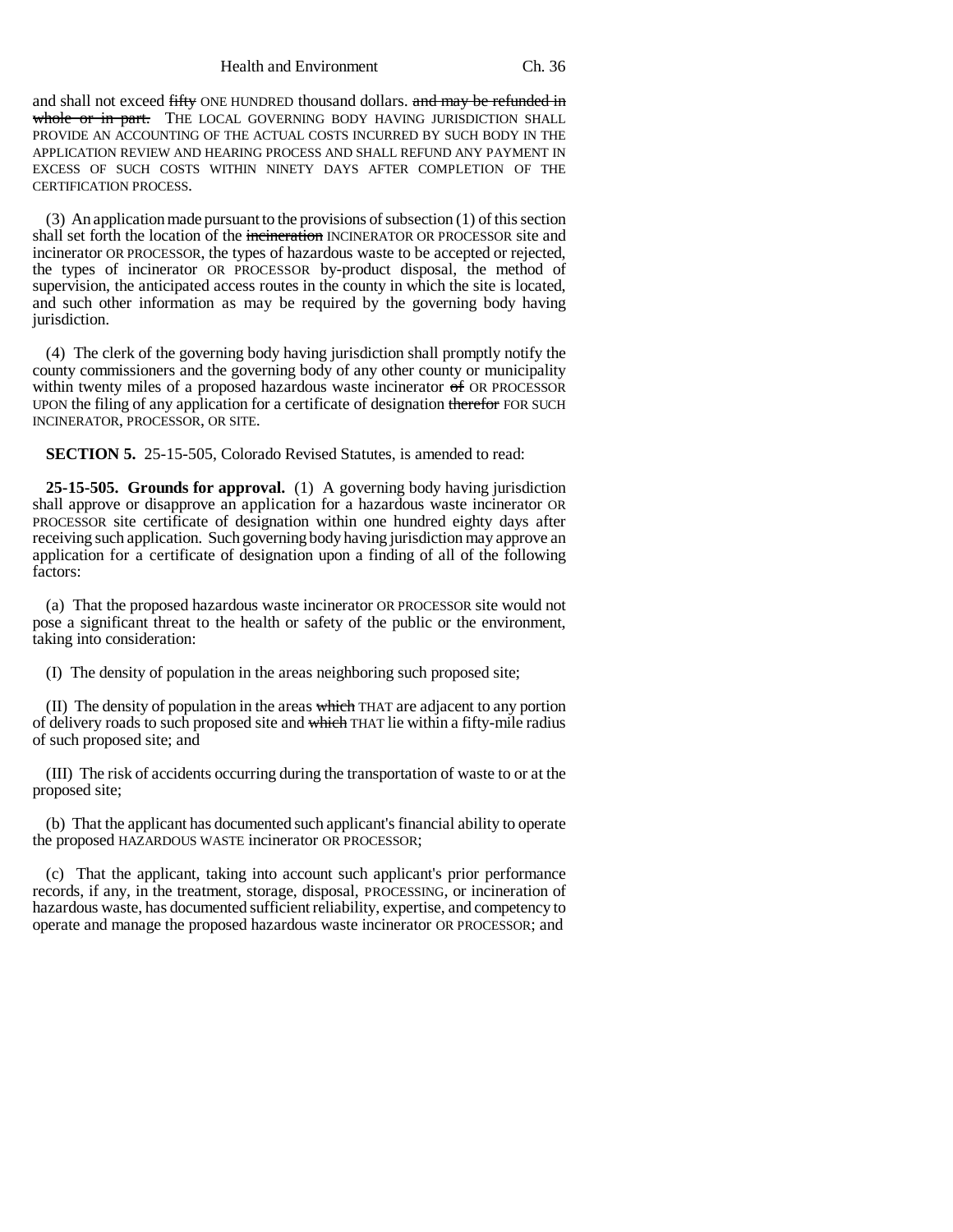and shall not exceed ~~fifty~~ ONE HUNDRED thousand dollars. ~~and may be refunded in whole or in part.~~ THE LOCAL GOVERNING BODY HAVING JURISDICTION SHALL PROVIDE AN ACCOUNTING OF THE ACTUAL COSTS INCURRED BY SUCH BODY IN THE APPLICATION REVIEW AND HEARING PROCESS AND SHALL REFUND ANY PAYMENT IN EXCESS OF SUCH COSTS WITHIN NINETY DAYS AFTER COMPLETION OF THE CERTIFICATION PROCESS.

(3) An application made pursuant to the provisions of subsection (1) of this section shall set forth the location of the ~~incineration~~ INCINERATOR OR PROCESSOR site and incinerator OR PROCESSOR, the types of hazardous waste to be accepted or rejected, the types of incinerator OR PROCESSOR by-product disposal, the method of supervision, the anticipated access routes in the county in which the site is located, and such other information as may be required by the governing body having jurisdiction.

(4) The clerk of the governing body having jurisdiction shall promptly notify the county commissioners and the governing body of any other county or municipality within twenty miles of a proposed hazardous waste incinerator ~~of~~ OR PROCESSOR UPON the filing of any application for a certificate of designation ~~therefor~~ FOR SUCH INCINERATOR, PROCESSOR, OR SITE.

**SECTION 5.** 25-15-505, Colorado Revised Statutes, is amended to read:

**25-15-505. Grounds for approval.** (1) A governing body having jurisdiction shall approve or disapprove an application for a hazardous waste incinerator OR PROCESSOR site certificate of designation within one hundred eighty days after receiving such application. Such governing body having jurisdiction may approve an application for a certificate of designation upon a finding of all of the following factors:

(a) That the proposed hazardous waste incinerator OR PROCESSOR site would not pose a significant threat to the health or safety of the public or the environment, taking into consideration:

(I) The density of population in the areas neighboring such proposed site;

(II) The density of population in the areas ~~which~~ THAT are adjacent to any portion of delivery roads to such proposed site and ~~which~~ THAT lie within a fifty-mile radius of such proposed site; and

(III) The risk of accidents occurring during the transportation of waste to or at the proposed site;

(b) That the applicant has documented such applicant's financial ability to operate the proposed HAZARDOUS WASTE incinerator OR PROCESSOR;

(c) That the applicant, taking into account such applicant's prior performance records, if any, in the treatment, storage, disposal, PROCESSING, or incineration of hazardous waste, has documented sufficient reliability, expertise, and competency to operate and manage the proposed hazardous waste incinerator OR PROCESSOR; and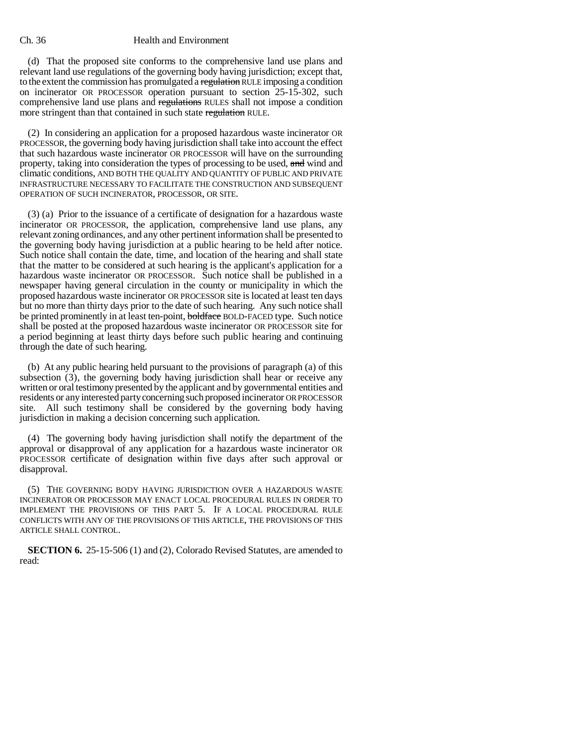(d) That the proposed site conforms to the comprehensive land use plans and relevant land use regulations of the governing body having jurisdiction; except that, to the extent the commission has promulgated a ~~regulation~~ RULE imposing a condition on incinerator OR PROCESSOR operation pursuant to section 25-15-302, such comprehensive land use plans and ~~regulations~~ RULES shall not impose a condition more stringent than that contained in such state ~~regulation~~ RULE.

(2) In considering an application for a proposed hazardous waste incinerator OR PROCESSOR, the governing body having jurisdiction shall take into account the effect that such hazardous waste incinerator OR PROCESSOR will have on the surrounding property, taking into consideration the types of processing to be used, ~~and~~ wind and climatic conditions, AND BOTH THE QUALITY AND QUANTITY OF PUBLIC AND PRIVATE INFRASTRUCTURE NECESSARY TO FACILITATE THE CONSTRUCTION AND SUBSEQUENT OPERATION OF SUCH INCINERATOR, PROCESSOR, OR SITE.

(3) (a) Prior to the issuance of a certificate of designation for a hazardous waste incinerator OR PROCESSOR, the application, comprehensive land use plans, any relevant zoning ordinances, and any other pertinent information shall be presented to the governing body having jurisdiction at a public hearing to be held after notice. Such notice shall contain the date, time, and location of the hearing and shall state that the matter to be considered at such hearing is the applicant's application for a hazardous waste incinerator OR PROCESSOR. Such notice shall be published in a newspaper having general circulation in the county or municipality in which the proposed hazardous waste incinerator OR PROCESSOR site is located at least ten days but no more than thirty days prior to the date of such hearing. Any such notice shall be printed prominently in at least ten-point, ~~boldface~~ BOLD-FACED type. Such notice shall be posted at the proposed hazardous waste incinerator OR PROCESSOR site for a period beginning at least thirty days before such public hearing and continuing through the date of such hearing.

(b) At any public hearing held pursuant to the provisions of paragraph (a) of this subsection (3), the governing body having jurisdiction shall hear or receive any written or oral testimony presented by the applicant and by governmental entities and residents or any interested party concerning such proposed incinerator OR PROCESSOR site. All such testimony shall be considered by the governing body having jurisdiction in making a decision concerning such application.

(4) The governing body having jurisdiction shall notify the department of the approval or disapproval of any application for a hazardous waste incinerator OR PROCESSOR certificate of designation within five days after such approval or disapproval.

(5) THE GOVERNING BODY HAVING JURISDICTION OVER A HAZARDOUS WASTE INCINERATOR OR PROCESSOR MAY ENACT LOCAL PROCEDURAL RULES IN ORDER TO IMPLEMENT THE PROVISIONS OF THIS PART 5. IF A LOCAL PROCEDURAL RULE CONFLICTS WITH ANY OF THE PROVISIONS OF THIS ARTICLE, THE PROVISIONS OF THIS ARTICLE SHALL CONTROL.

**SECTION 6.** 25-15-506 (1) and (2), Colorado Revised Statutes, are amended to read: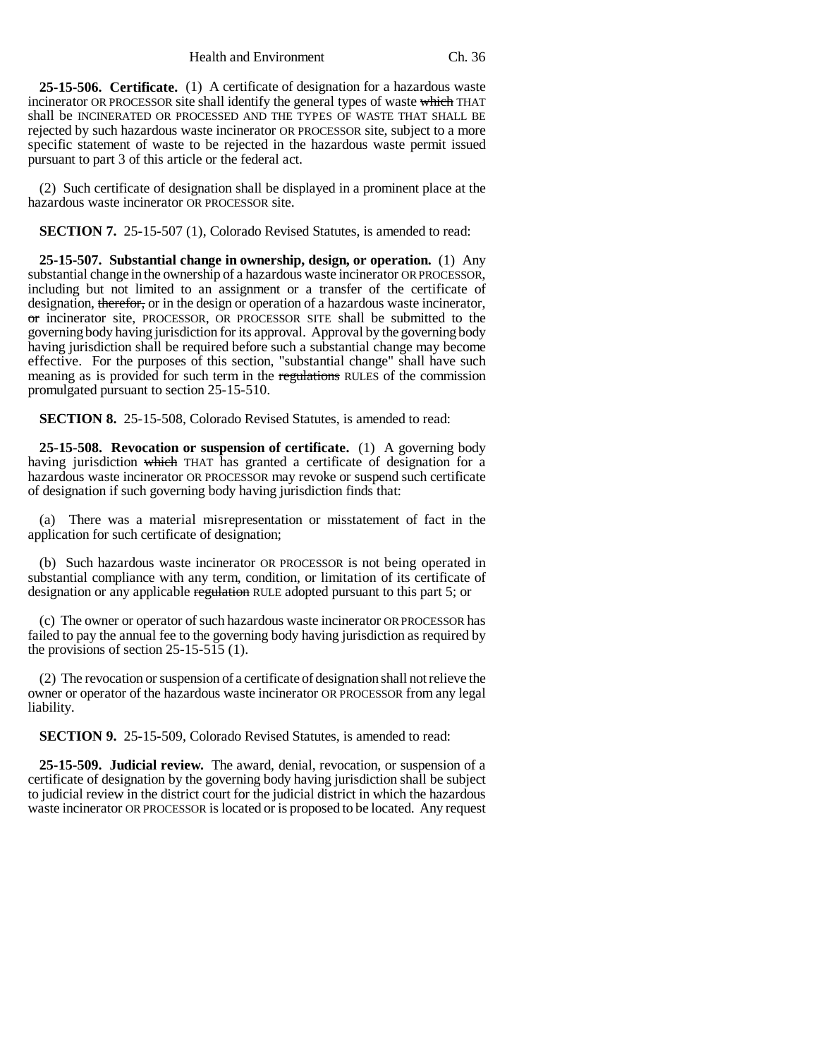**25-15-506. Certificate.** (1) A certificate of designation for a hazardous waste incinerator OR PROCESSOR site shall identify the general types of waste ~~which~~ THAT shall be INCINERATED OR PROCESSED AND THE TYPES OF WASTE THAT SHALL BE rejected by such hazardous waste incinerator OR PROCESSOR site, subject to a more specific statement of waste to be rejected in the hazardous waste permit issued pursuant to part 3 of this article or the federal act.

(2) Such certificate of designation shall be displayed in a prominent place at the hazardous waste incinerator OR PROCESSOR site.

**SECTION 7.** 25-15-507 (1), Colorado Revised Statutes, is amended to read:

**25-15-507. Substantial change in ownership, design, or operation.** (1) Any substantial change in the ownership of a hazardous waste incinerator OR PROCESSOR, including but not limited to an assignment or a transfer of the certificate of designation, ~~therefor,~~ or in the design or operation of a hazardous waste incinerator, ~~or~~ incinerator site, PROCESSOR, OR PROCESSOR SITE shall be submitted to the governing body having jurisdiction for its approval. Approval by the governing body having jurisdiction shall be required before such a substantial change may become effective. For the purposes of this section, "substantial change" shall have such meaning as is provided for such term in the ~~regulations~~ RULES of the commission promulgated pursuant to section 25-15-510.

**SECTION 8.** 25-15-508, Colorado Revised Statutes, is amended to read:

**25-15-508. Revocation or suspension of certificate.** (1) A governing body having jurisdiction ~~which~~ THAT has granted a certificate of designation for a hazardous waste incinerator OR PROCESSOR may revoke or suspend such certificate of designation if such governing body having jurisdiction finds that:

(a) There was a material misrepresentation or misstatement of fact in the application for such certificate of designation;

(b) Such hazardous waste incinerator OR PROCESSOR is not being operated in substantial compliance with any term, condition, or limitation of its certificate of designation or any applicable ~~regulation~~ RULE adopted pursuant to this part 5; or

(c) The owner or operator of such hazardous waste incinerator OR PROCESSOR has failed to pay the annual fee to the governing body having jurisdiction as required by the provisions of section 25-15-515 (1).

(2) The revocation or suspension of a certificate of designation shall not relieve the owner or operator of the hazardous waste incinerator OR PROCESSOR from any legal liability.

**SECTION 9.** 25-15-509, Colorado Revised Statutes, is amended to read:

**25-15-509. Judicial review.** The award, denial, revocation, or suspension of a certificate of designation by the governing body having jurisdiction shall be subject to judicial review in the district court for the judicial district in which the hazardous waste incinerator OR PROCESSOR is located or is proposed to be located. Any request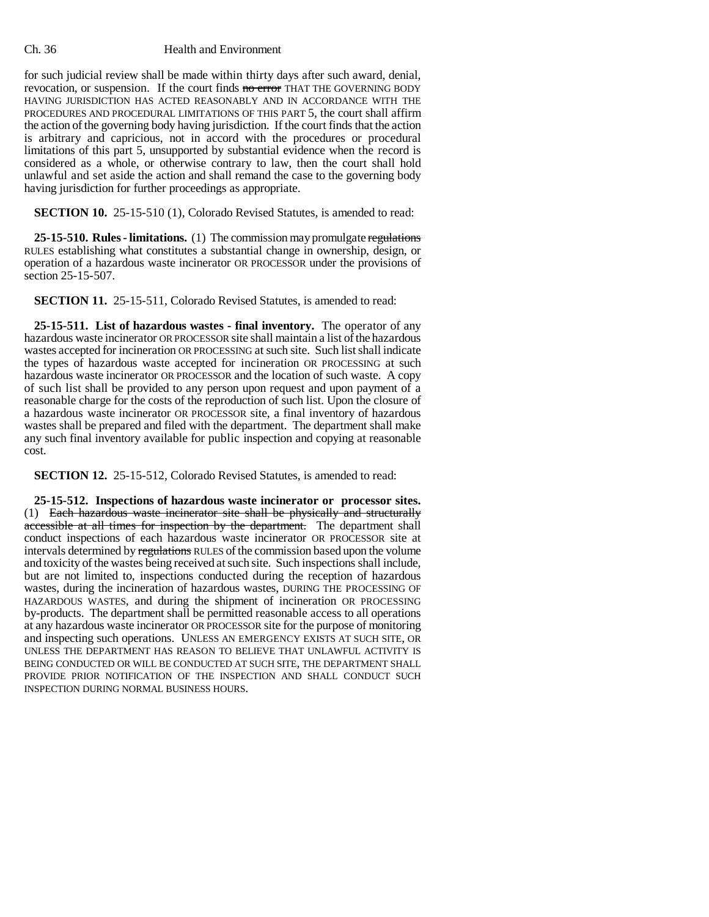for such judicial review shall be made within thirty days after such award, denial, revocation, or suspension. If the court finds ~~no error~~ THAT THE GOVERNING BODY HAVING JURISDICTION HAS ACTED REASONABLY AND IN ACCORDANCE WITH THE PROCEDURES AND PROCEDURAL LIMITATIONS OF THIS PART 5, the court shall affirm the action of the governing body having jurisdiction. If the court finds that the action is arbitrary and capricious, not in accord with the procedures or procedural limitations of this part 5, unsupported by substantial evidence when the record is considered as a whole, or otherwise contrary to law, then the court shall hold unlawful and set aside the action and shall remand the case to the governing body having jurisdiction for further proceedings as appropriate.

**SECTION 10.** 25-15-510 (1), Colorado Revised Statutes, is amended to read:

**25-15-510. Rules - limitations.** (1) The commission may promulgate ~~regulations~~ RULES establishing what constitutes a substantial change in ownership, design, or operation of a hazardous waste incinerator OR PROCESSOR under the provisions of section 25-15-507.

**SECTION 11.** 25-15-511, Colorado Revised Statutes, is amended to read:

**25-15-511. List of hazardous wastes - final inventory.** The operator of any hazardous waste incinerator OR PROCESSOR site shall maintain a list of the hazardous wastes accepted for incineration OR PROCESSING at such site. Such list shall indicate the types of hazardous waste accepted for incineration OR PROCESSING at such hazardous waste incinerator OR PROCESSOR and the location of such waste. A copy of such list shall be provided to any person upon request and upon payment of a reasonable charge for the costs of the reproduction of such list. Upon the closure of a hazardous waste incinerator OR PROCESSOR site, a final inventory of hazardous wastes shall be prepared and filed with the department. The department shall make any such final inventory available for public inspection and copying at reasonable cost.

**SECTION 12.** 25-15-512, Colorado Revised Statutes, is amended to read:

**25-15-512. Inspections of hazardous waste incinerator or processor sites.** (1) ~~Each hazardous waste incinerator site shall be physically and structurally accessible at all times for inspection by the department.~~ The department shall conduct inspections of each hazardous waste incinerator OR PROCESSOR site at intervals determined by ~~regulations~~ RULES of the commission based upon the volume and toxicity of the wastes being received at such site. Such inspections shall include, but are not limited to, inspections conducted during the reception of hazardous wastes, during the incineration of hazardous wastes, DURING THE PROCESSING OF HAZARDOUS WASTES, and during the shipment of incineration OR PROCESSING by-products. The department shall be permitted reasonable access to all operations at any hazardous waste incinerator OR PROCESSOR site for the purpose of monitoring and inspecting such operations. UNLESS AN EMERGENCY EXISTS AT SUCH SITE, OR UNLESS THE DEPARTMENT HAS REASON TO BELIEVE THAT UNLAWFUL ACTIVITY IS BEING CONDUCTED OR WILL BE CONDUCTED AT SUCH SITE, THE DEPARTMENT SHALL PROVIDE PRIOR NOTIFICATION OF THE INSPECTION AND SHALL CONDUCT SUCH INSPECTION DURING NORMAL BUSINESS HOURS.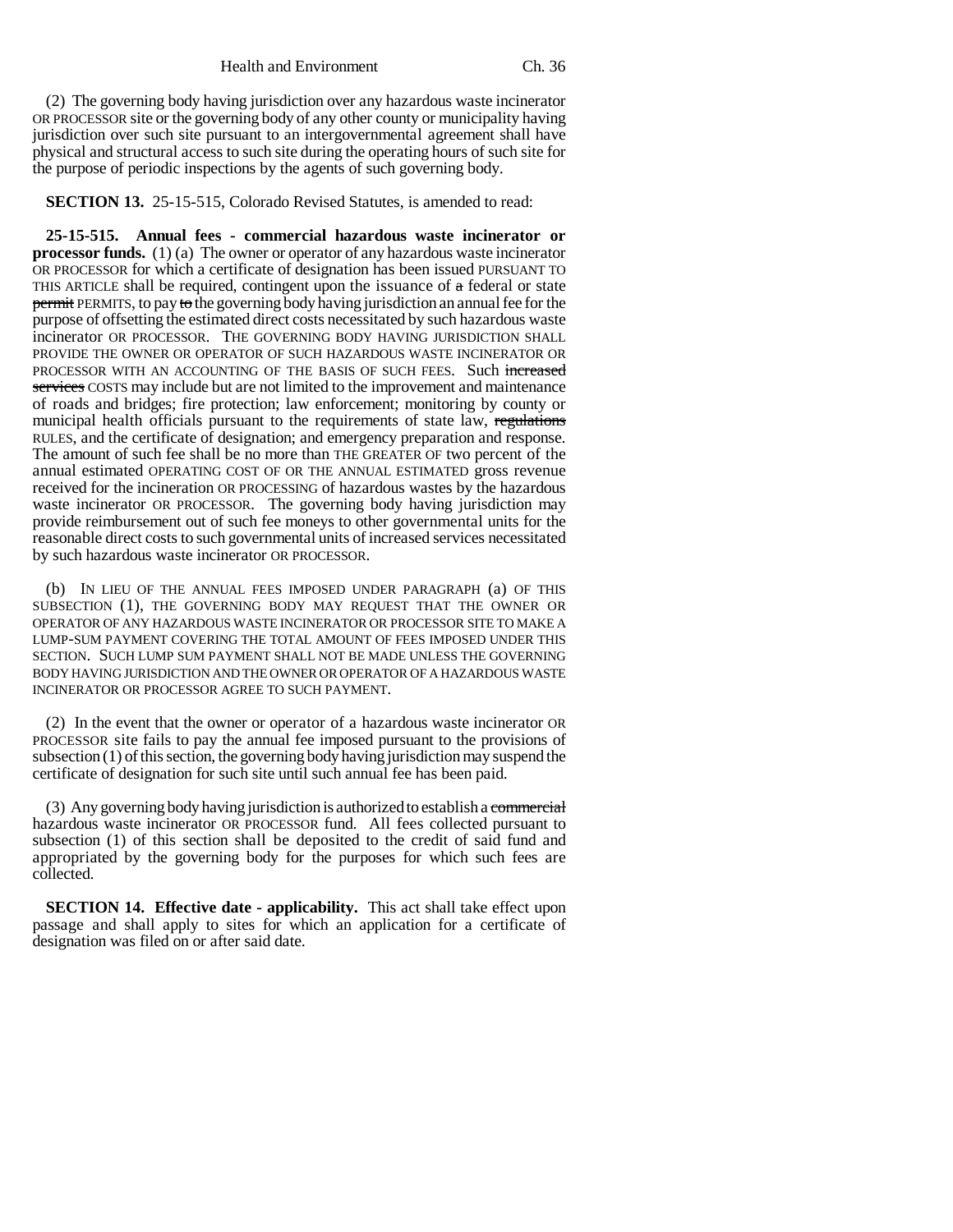(2) The governing body having jurisdiction over any hazardous waste incinerator OR PROCESSOR site or the governing body of any other county or municipality having jurisdiction over such site pursuant to an intergovernmental agreement shall have physical and structural access to such site during the operating hours of such site for the purpose of periodic inspections by the agents of such governing body.

**SECTION 13.** 25-15-515, Colorado Revised Statutes, is amended to read:

**25-15-515. Annual fees - commercial hazardous waste incinerator or processor funds.** (1) (a) The owner or operator of any hazardous waste incinerator OR PROCESSOR for which a certificate of designation has been issued PURSUANT TO THIS ARTICLE shall be required, contingent upon the issuance of ~~a~~ federal or state ~~permit~~ PERMITS, to pay ~~to~~ the governing body having jurisdiction an annual fee for the purpose of offsetting the estimated direct costs necessitated by such hazardous waste incinerator OR PROCESSOR. THE GOVERNING BODY HAVING JURISDICTION SHALL PROVIDE THE OWNER OR OPERATOR OF SUCH HAZARDOUS WASTE INCINERATOR OR PROCESSOR WITH AN ACCOUNTING OF THE BASIS OF SUCH FEES. Such ~~increased services~~ COSTS may include but are not limited to the improvement and maintenance of roads and bridges; fire protection; law enforcement; monitoring by county or municipal health officials pursuant to the requirements of state law, ~~regulations~~ RULES, and the certificate of designation; and emergency preparation and response. The amount of such fee shall be no more than THE GREATER OF two percent of the annual estimated OPERATING COST OF OR THE ANNUAL ESTIMATED gross revenue received for the incineration OR PROCESSING of hazardous wastes by the hazardous waste incinerator OR PROCESSOR. The governing body having jurisdiction may provide reimbursement out of such fee moneys to other governmental units for the reasonable direct costs to such governmental units of increased services necessitated by such hazardous waste incinerator OR PROCESSOR.

(b) IN LIEU OF THE ANNUAL FEES IMPOSED UNDER PARAGRAPH (a) OF THIS SUBSECTION (1), THE GOVERNING BODY MAY REQUEST THAT THE OWNER OR OPERATOR OF ANY HAZARDOUS WASTE INCINERATOR OR PROCESSOR SITE TO MAKE A LUMP-SUM PAYMENT COVERING THE TOTAL AMOUNT OF FEES IMPOSED UNDER THIS SECTION. SUCH LUMP SUM PAYMENT SHALL NOT BE MADE UNLESS THE GOVERNING BODY HAVING JURISDICTION AND THE OWNER OR OPERATOR OF A HAZARDOUS WASTE INCINERATOR OR PROCESSOR AGREE TO SUCH PAYMENT.

(2) In the event that the owner or operator of a hazardous waste incinerator OR PROCESSOR site fails to pay the annual fee imposed pursuant to the provisions of subsection (1) of this section, the governing body having jurisdiction may suspend the certificate of designation for such site until such annual fee has been paid.

(3) Any governing body having jurisdiction is authorized to establish a ~~commercial~~ hazardous waste incinerator OR PROCESSOR fund. All fees collected pursuant to subsection (1) of this section shall be deposited to the credit of said fund and appropriated by the governing body for the purposes for which such fees are collected.

**SECTION 14. Effective date - applicability.** This act shall take effect upon passage and shall apply to sites for which an application for a certificate of designation was filed on or after said date.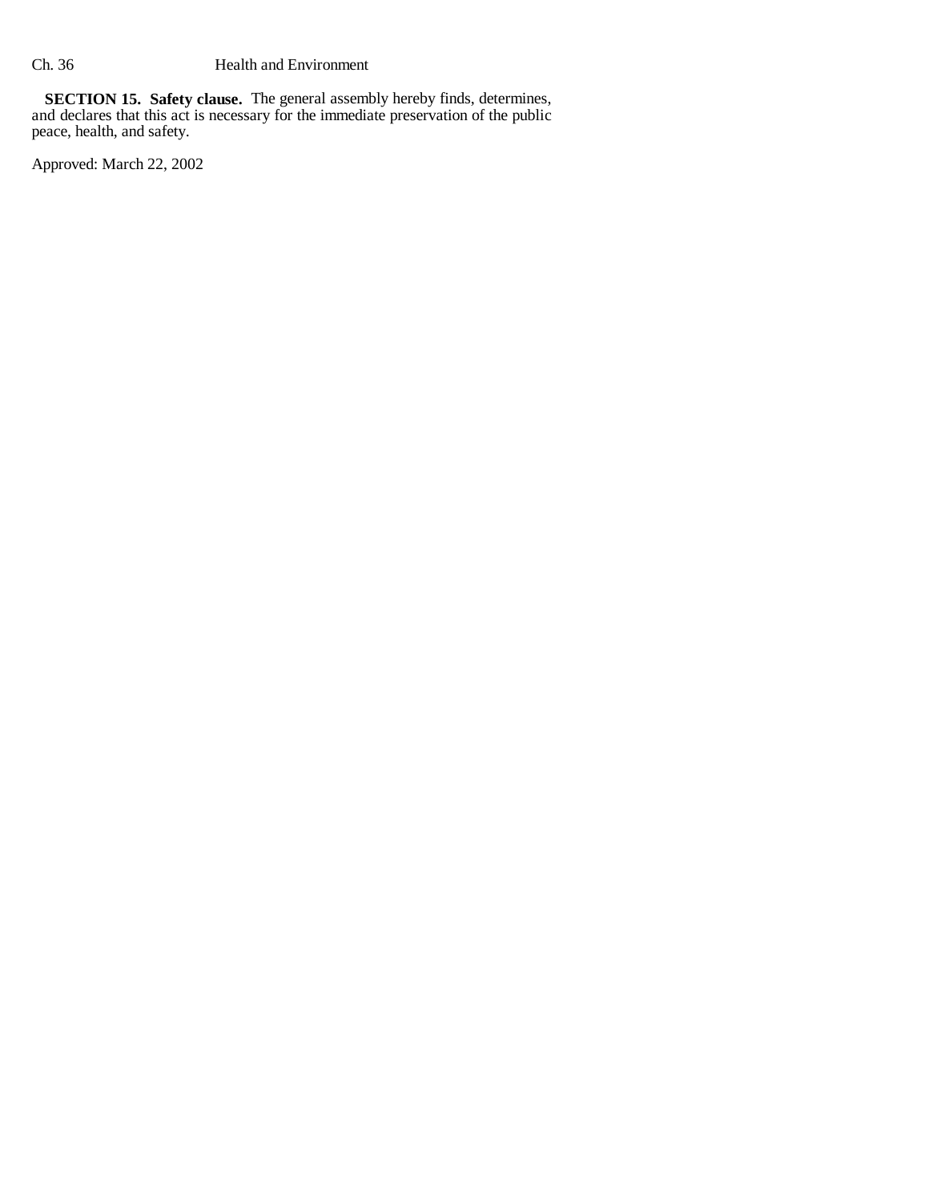**SECTION 15. Safety clause.** The general assembly hereby finds, determines, and declares that this act is necessary for the immediate preservation of the public peace, health, and safety.

Approved: March 22, 2002